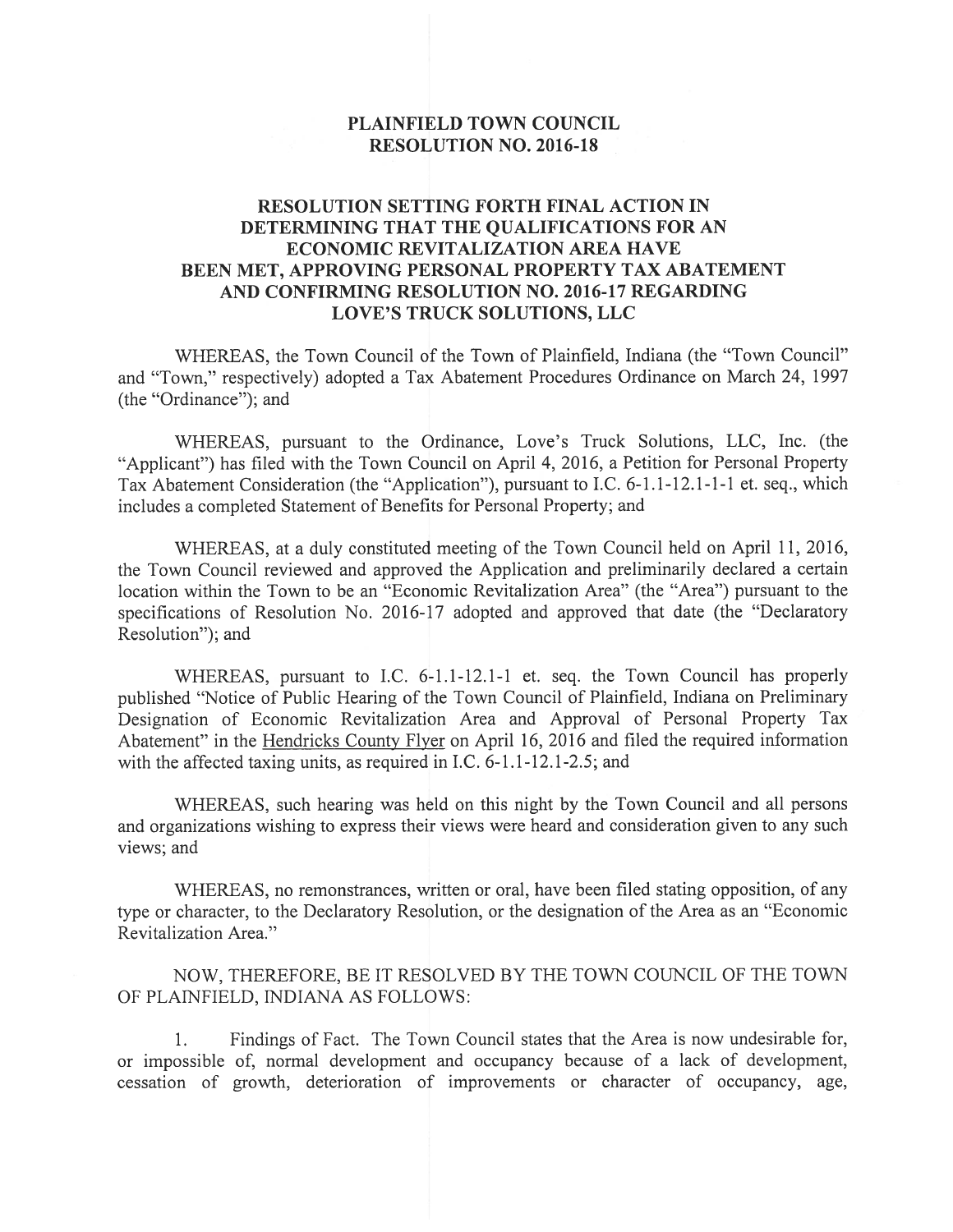# PLAINFIELD TOWN COUNCIL
# RESOLUTION NO. 2016-18

## RESOLUTION SETTING FORTH FINAL ACTION IN DETERMINING THAT THE QUALIFICATIONS FOR AN ECONOMIC REVITALIZATION AREA HAVE BEEN MET, APPROVING PERSONAL PROPERTY TAX ABATEMENT AND CONFIRMING RESOLUTION NO. 2016-17 REGARDING LOVE'S TRUCK SOLUTIONS, LLC

WHEREAS, the Town Council of the Town of Plainfield, Indiana (the "Town Council" and "Town," respectively) adopted a Tax Abatement Procedures Ordinance on March 24, 1997 (the "Ordinance"); and

WHEREAS, pursuant to the Ordinance, Love's Truck Solutions, LLC, Inc. (the "Applicant") has filed with the Town Council on April 4, 2016, a Petition for Personal Property Tax Abatement Consideration (the "Application"), pursuant to I.C. 6-1.1-12.1-1-1 et. seq., which includes a completed Statement of Benefits for Personal Property; and

WHEREAS, at a duly constituted meeting of the Town Council held on April 11, 2016, the Town Council reviewed and approved the Application and preliminarily declared a certain location within the Town to be an "Economic Revitalization Area" (the "Area") pursuant to the specifications of Resolution No. 2016-17 adopted and approved that date (the "Declaratory Resolution"); and

WHEREAS, pursuant to I.C. 6-1.1-12.1-1 et. seq. the Town Council has properly published "Notice of Public Hearing of the Town Council of Plainfield, Indiana on Preliminary Designation of Economic Revitalization Area and Approval of Personal Property Tax Abatement" in the Hendricks County Flyer on April 16, 2016 and filed the required information with the affected taxing units, as required in I.C. 6-1.1-12.1-2.5; and

WHEREAS, such hearing was held on this night by the Town Council and all persons and organizations wishing to express their views were heard and consideration given to any such views; and

WHEREAS, no remonstrances, written or oral, have been filed stating opposition, of any type or character, to the Declaratory Resolution, or the designation of the Area as an "Economic Revitalization Area."

NOW, THEREFORE, BE IT RESOLVED BY THE TOWN COUNCIL OF THE TOWN OF PLAINFIELD, INDIANA AS FOLLOWS:

1. Findings of Fact. The Town Council states that the Area is now undesirable for, or impossible of, normal development and occupancy because of a lack of development, cessation of growth, deterioration of improvements or character of occupancy, age,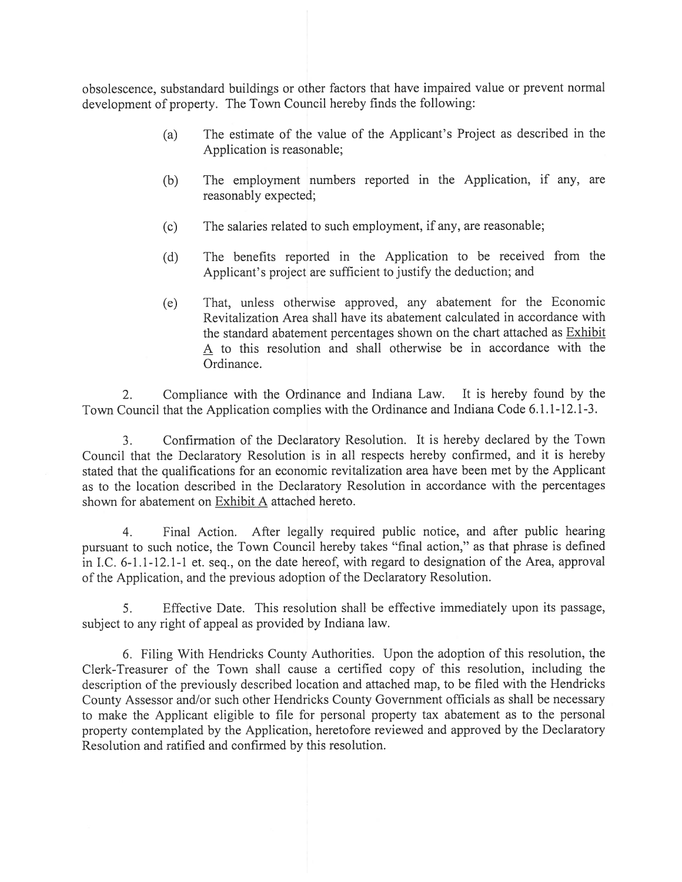obsolescence, substandard buildings or other factors that have impaired value or prevent normal development of property. The Town Council hereby finds the following:

(a) The estimate of the value of the Applicant's Project as described in the Application is reasonable;

(b) The employment numbers reported in the Application, if any, are reasonably expected;

(c) The salaries related to such employment, if any, are reasonable;

(d) The benefits reported in the Application to be received from the Applicant's project are sufficient to justify the deduction; and

(e) That, unless otherwise approved, any abatement for the Economic Revitalization Area shall have its abatement calculated in accordance with the standard abatement percentages shown on the chart attached as Exhibit A to this resolution and shall otherwise be in accordance with the Ordinance.

2. Compliance with the Ordinance and Indiana Law. It is hereby found by the Town Council that the Application complies with the Ordinance and Indiana Code 6.1.1-12.1-3.

3. Confirmation of the Declaratory Resolution. It is hereby declared by the Town Council that the Declaratory Resolution is in all respects hereby confirmed, and it is hereby stated that the qualifications for an economic revitalization area have been met by the Applicant as to the location described in the Declaratory Resolution in accordance with the percentages shown for abatement on Exhibit A attached hereto.

4. Final Action. After legally required public notice, and after public hearing pursuant to such notice, the Town Council hereby takes "final action," as that phrase is defined in I.C. 6-1.1-12.1-1 et. seq., on the date hereof, with regard to designation of the Area, approval of the Application, and the previous adoption of the Declaratory Resolution.

5. Effective Date. This resolution shall be effective immediately upon its passage, subject to any right of appeal as provided by Indiana law.

6. Filing With Hendricks County Authorities. Upon the adoption of this resolution, the Clerk-Treasurer of the Town shall cause a certified copy of this resolution, including the description of the previously described location and attached map, to be filed with the Hendricks County Assessor and/or such other Hendricks County Government officials as shall be necessary to make the Applicant eligible to file for personal property tax abatement as to the personal property contemplated by the Application, heretofore reviewed and approved by the Declaratory Resolution and ratified and confirmed by this resolution.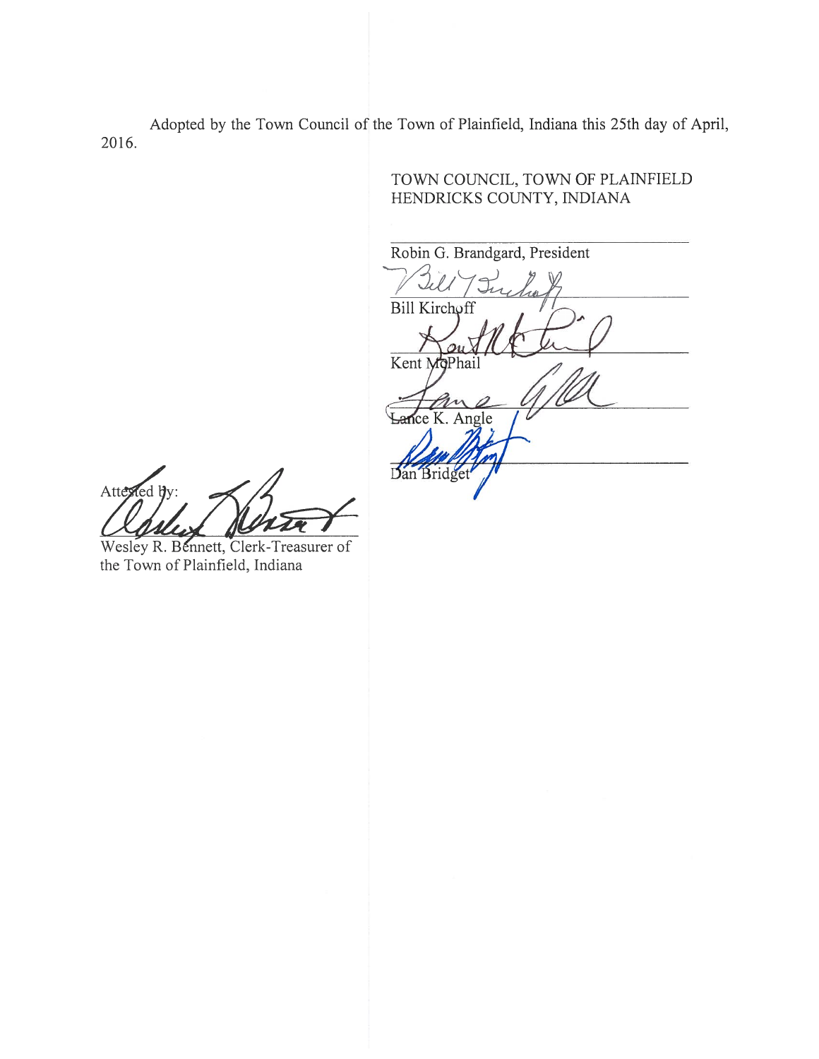Adopted by the Town Council of the Town of Plainfield, Indiana this 25th day of April, 2016.

TOWN COUNCIL, TOWN OF PLAINFIELD
HENDRICKS COUNTY, INDIANA

______________________________
Robin G. Brandgard, President

______________________________
Bill Kirchoff

______________________________
Kent McPhail

______________________________
Lance K. Angle

______________________________
Dan Bridget

Attested by:

______________________________
Wesley R. Bennett, Clerk-Treasurer of the Town of Plainfield, Indiana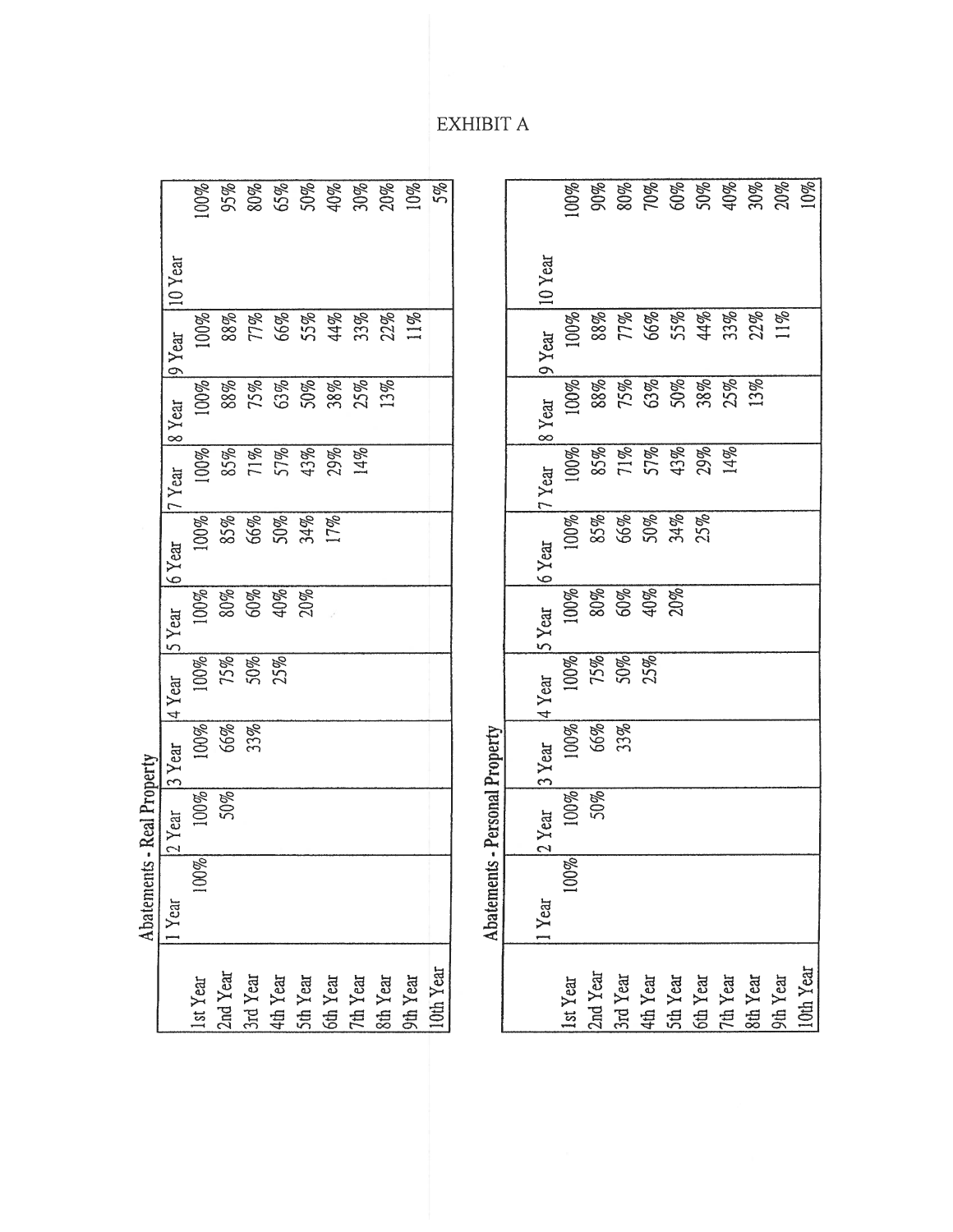# EXHIBIT A

**Abatements - Real Property**

| | 1 Year | 2 Year | 3 Year | 4 Year | 5 Year | 6 Year | 7 Year | 8 Year | 9 Year | 10 Year |
|---|---|---|---|---|---|---|---|---|---|---|
| 1st Year | 100% | 100% | 100% | 100% | 100% | 100% | 100% | 100% | 100% | 100% |
| 2nd Year | | 50% | 66% | 75% | 80% | 85% | 85% | 88% | 88% | 95% |
| 3rd Year | | | 33% | 50% | 60% | 66% | 71% | 75% | 77% | 80% |
| 4th Year | | | | 25% | 40% | 50% | 57% | 63% | 66% | 65% |
| 5th Year | | | | | 20% | 34% | 43% | 50% | 55% | 50% |
| 6th Year | | | | | | 17% | 29% | 38% | 44% | 40% |
| 7th Year | | | | | | | 14% | 25% | 33% | 30% |
| 8th Year | | | | | | | | 13% | 22% | 20% |
| 9th Year | | | | | | | | | 11% | 10% |
| 10th Year | | | | | | | | | | 5% |

**Abatements - Personal Property**

| | 1 Year | 2 Year | 3 Year | 4 Year | 5 Year | 6 Year | 7 Year | 8 Year | 9 Year | 10 Year |
|---|---|---|---|---|---|---|---|---|---|---|
| 1st Year | 100% | 100% | 100% | 100% | 100% | 100% | 100% | 100% | 100% | 100% |
| 2nd Year | | 50% | 66% | 75% | 80% | 85% | 85% | 88% | 88% | 90% |
| 3rd Year | | | 33% | 50% | 60% | 66% | 71% | 75% | 77% | 80% |
| 4th Year | | | | 25% | 40% | 50% | 57% | 63% | 66% | 70% |
| 5th Year | | | | | 20% | 34% | 43% | 50% | 55% | 60% |
| 6th Year | | | | | | 25% | 29% | 38% | 44% | 50% |
| 7th Year | | | | | | | 14% | 25% | 33% | 40% |
| 8th Year | | | | | | | | 13% | 22% | 30% |
| 9th Year | | | | | | | | | 11% | 20% |
| 10th Year | | | | | | | | | | 10% |